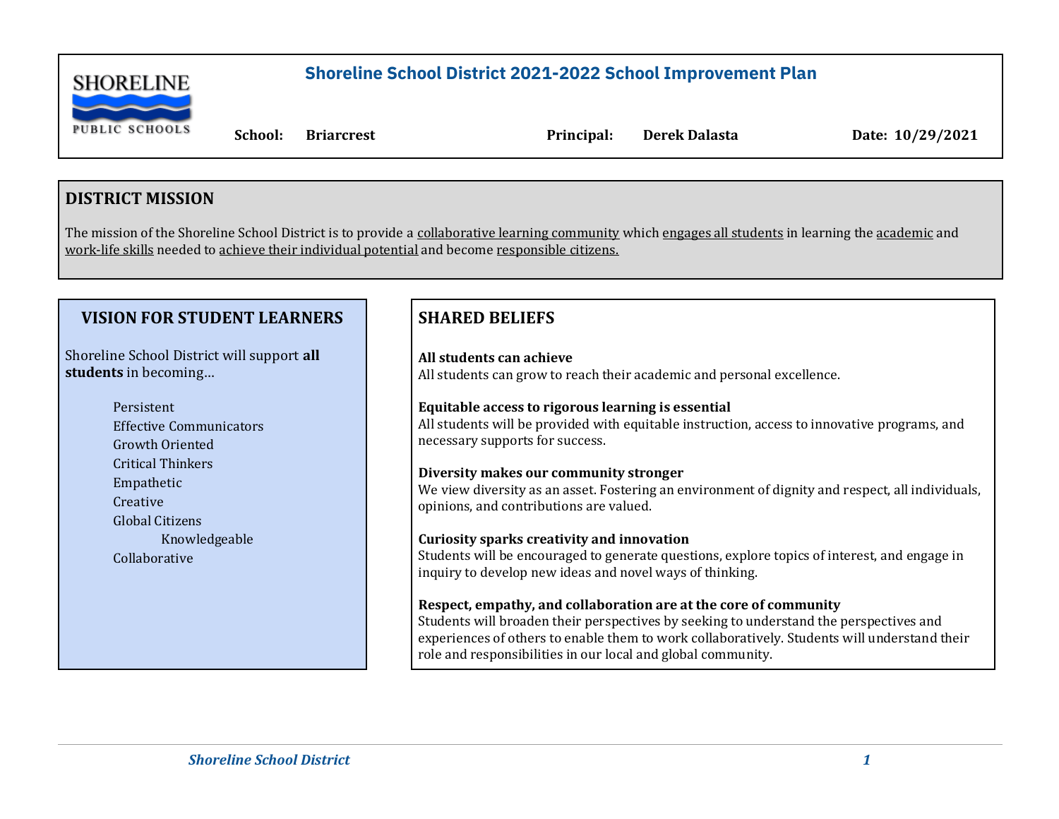# Shoreline School District 2021-2022 School Improvement Plan

SHORELINE PUBLIC SCHOOLS

**School:** Briarcrest **Principal:** Derek Dalasta **Date:** 10/29/2021

## DISTRICT MISSION

The mission of the Shoreline School District is to provide a collaborative learning community which engages all students in learning the academic and work-life skills needed to achieve their individual potential and become responsible citizens.

## VISION FOR STUDENT LEARNERS

Shoreline School District will support **all students** in becoming…

- Persistent
- Effective Communicators
- Growth Oriented
- Critical Thinkers
- Empathetic
- Creative
- Global Citizens
- Knowledgeable
- Collaborative

## SHARED BELIEFS

**All students can achieve**
All students can grow to reach their academic and personal excellence.

**Equitable access to rigorous learning is essential**
All students will be provided with equitable instruction, access to innovative programs, and necessary supports for success.

**Diversity makes our community stronger**
We view diversity as an asset. Fostering an environment of dignity and respect, all individuals, opinions, and contributions are valued.

**Curiosity sparks creativity and innovation**
Students will be encouraged to generate questions, explore topics of interest, and engage in inquiry to develop new ideas and novel ways of thinking.

**Respect, empathy, and collaboration are at the core of community**
Students will broaden their perspectives by seeking to understand the perspectives and experiences of others to enable them to work collaboratively. Students will understand their role and responsibilities in our local and global community.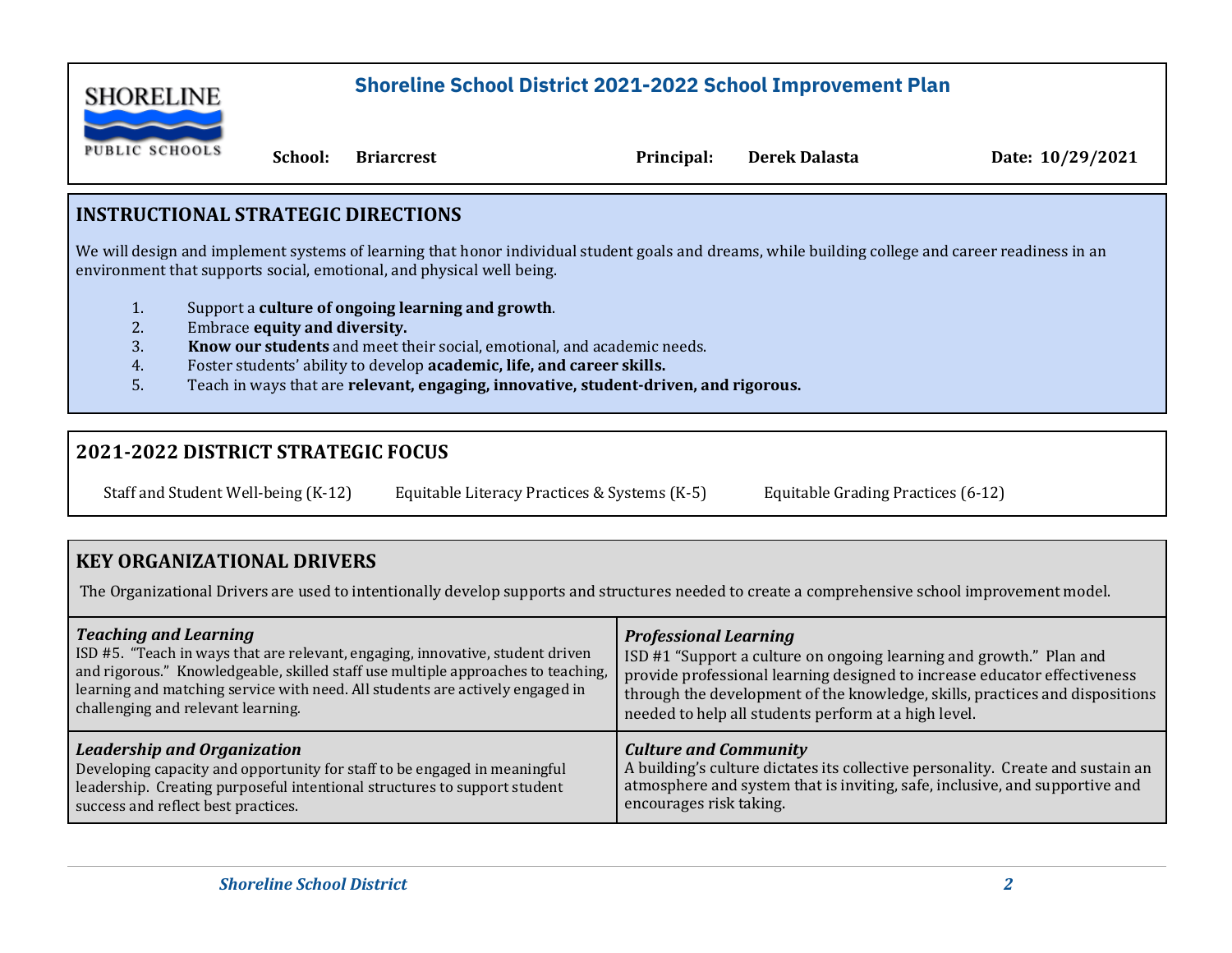# Shoreline School District 2021-2022 School Improvement Plan

SHORELINE PUBLIC SCHOOLS

**School:** Briarcrest **Principal:** Derek Dalasta **Date: 10/29/2021**

## INSTRUCTIONAL STRATEGIC DIRECTIONS

We will design and implement systems of learning that honor individual student goals and dreams, while building college and career readiness in an environment that supports social, emotional, and physical well being.

1. Support a **culture of ongoing learning and growth**.
2. Embrace **equity and diversity.**
3. **Know our students** and meet their social, emotional, and academic needs.
4. Foster students' ability to develop **academic, life, and career skills.**
5. Teach in ways that are **relevant, engaging, innovative, student-driven, and rigorous.**

## 2021-2022 DISTRICT STRATEGIC FOCUS

Staff and Student Well-being (K-12) Equitable Literacy Practices & Systems (K-5) Equitable Grading Practices (6-12)

## KEY ORGANIZATIONAL DRIVERS

The Organizational Drivers are used to intentionally develop supports and structures needed to create a comprehensive school improvement model.

| | |
|---|---|
| ***Teaching and Learning*** ISD #5. "Teach in ways that are relevant, engaging, innovative, student driven and rigorous." Knowledgeable, skilled staff use multiple approaches to teaching, learning and matching service with need. All students are actively engaged in challenging and relevant learning. | ***Professional Learning*** ISD #1 "Support a culture on ongoing learning and growth." Plan and provide professional learning designed to increase educator effectiveness through the development of the knowledge, skills, practices and dispositions needed to help all students perform at a high level. |
| ***Leadership and Organization*** Developing capacity and opportunity for staff to be engaged in meaningful leadership. Creating purposeful intentional structures to support student success and reflect best practices. | ***Culture and Community*** A building's culture dictates its collective personality. Create and sustain an atmosphere and system that is inviting, safe, inclusive, and supportive and encourages risk taking. |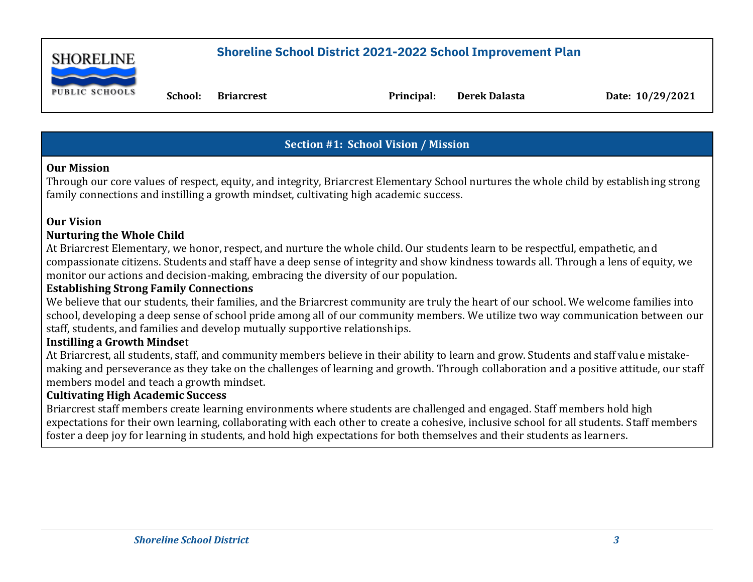**Shoreline School District 2021-2022 School Improvement Plan**

**School:** Briarcrest **Principal:** Derek Dalasta **Date:** 10/29/2021

## Section #1: School Vision / Mission

**Our Mission**

Through our core values of respect, equity, and integrity, Briarcrest Elementary School nurtures the whole child by establishing strong family connections and instilling a growth mindset, cultivating high academic success.

**Our Vision**

**Nurturing the Whole Child**

At Briarcrest Elementary, we honor, respect, and nurture the whole child. Our students learn to be respectful, empathetic, and compassionate citizens. Students and staff have a deep sense of integrity and show kindness towards all. Through a lens of equity, we monitor our actions and decision-making, embracing the diversity of our population.

**Establishing Strong Family Connections**

We believe that our students, their families, and the Briarcrest community are truly the heart of our school. We welcome families into school, developing a deep sense of school pride among all of our community members. We utilize two way communication between our staff, students, and families and develop mutually supportive relationships.

**Instilling a Growth Mindset**

At Briarcrest, all students, staff, and community members believe in their ability to learn and grow. Students and staff value mistake-making and perseverance as they take on the challenges of learning and growth. Through collaboration and a positive attitude, our staff members model and teach a growth mindset.

**Cultivating High Academic Success**

Briarcrest staff members create learning environments where students are challenged and engaged. Staff members hold high expectations for their own learning, collaborating with each other to create a cohesive, inclusive school for all students. Staff members foster a deep joy for learning in students, and hold high expectations for both themselves and their students as learners.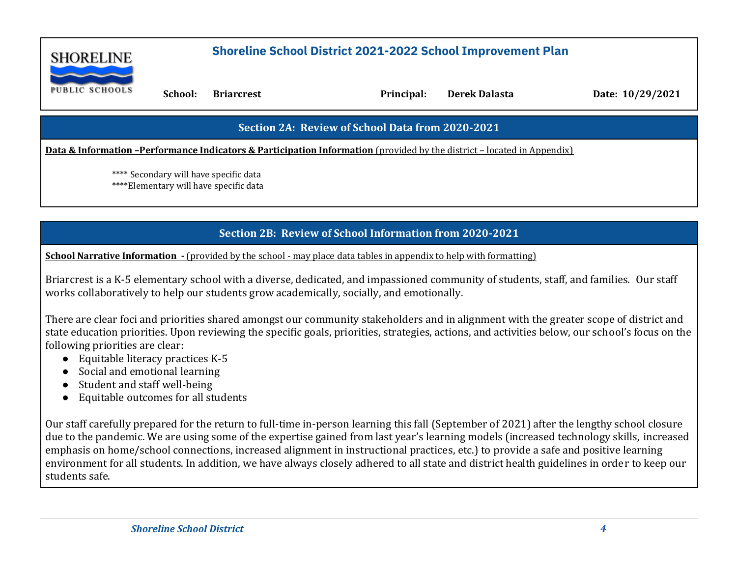# Shoreline School District 2021-2022 School Improvement Plan

**School:** Briarcrest **Principal:** Derek Dalasta **Date: 10/29/2021**

## Section 2A: Review of School Data from 2020-2021

**Data & Information –Performance Indicators & Participation Information** (provided by the district – located in Appendix)

**** Secondary will have specific data
****Elementary will have specific data

## Section 2B: Review of School Information from 2020-2021

**School Narrative Information -** (provided by the school - may place data tables in appendix to help with formatting)

Briarcrest is a K-5 elementary school with a diverse, dedicated, and impassioned community of students, staff, and families. Our staff works collaboratively to help our students grow academically, socially, and emotionally.

There are clear foci and priorities shared amongst our community stakeholders and in alignment with the greater scope of district and state education priorities. Upon reviewing the specific goals, priorities, strategies, actions, and activities below, our school's focus on the following priorities are clear:

- Equitable literacy practices K-5
- Social and emotional learning
- Student and staff well-being
- Equitable outcomes for all students

Our staff carefully prepared for the return to full-time in-person learning this fall (September of 2021) after the lengthy school closure due to the pandemic. We are using some of the expertise gained from last year's learning models (increased technology skills, increased emphasis on home/school connections, increased alignment in instructional practices, etc.) to provide a safe and positive learning environment for all students. In addition, we have always closely adhered to all state and district health guidelines in order to keep our students safe.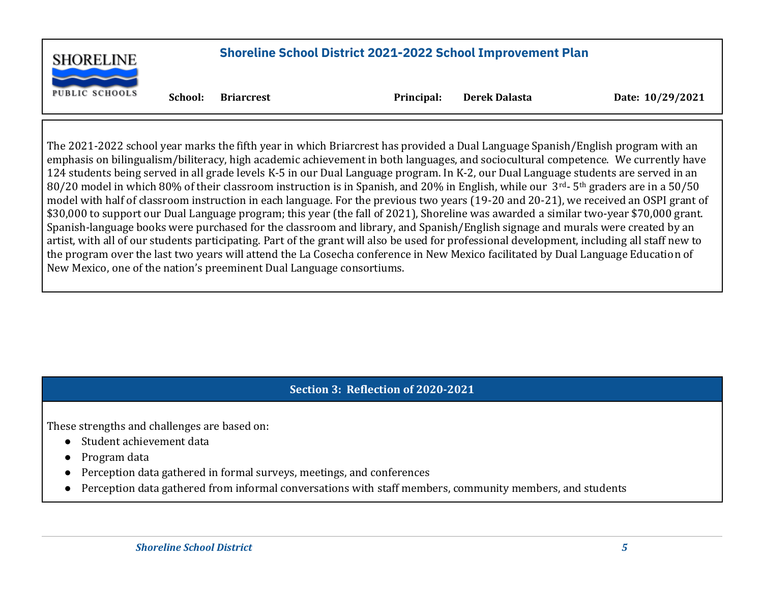SHORELINE PUBLIC SCHOOLS

## Shoreline School District 2021-2022 School Improvement Plan

**School:** **Briarcrest** **Principal:** **Derek Dalasta** **Date: 10/29/2021**

The 2021-2022 school year marks the fifth year in which Briarcrest has provided a Dual Language Spanish/English program with an emphasis on bilingualism/biliteracy, high academic achievement in both languages, and sociocultural competence. We currently have 124 students being served in all grade levels K-5 in our Dual Language program. In K-2, our Dual Language students are served in an 80/20 model in which 80% of their classroom instruction is in Spanish, and 20% in English, while our 3rd- 5th graders are in a 50/50 model with half of classroom instruction in each language. For the previous two years (19-20 and 20-21), we received an OSPI grant of $30,000 to support our Dual Language program; this year (the fall of 2021), Shoreline was awarded a similar two-year $70,000 grant. Spanish-language books were purchased for the classroom and library, and Spanish/English signage and murals were created by an artist, with all of our students participating. Part of the grant will also be used for professional development, including all staff new to the program over the last two years will attend the La Cosecha conference in New Mexico facilitated by Dual Language Education of New Mexico, one of the nation's preeminent Dual Language consortiums.

## Section 3: Reflection of 2020-2021

These strengths and challenges are based on:

- Student achievement data
- Program data
- Perception data gathered in formal surveys, meetings, and conferences
- Perception data gathered from informal conversations with staff members, community members, and students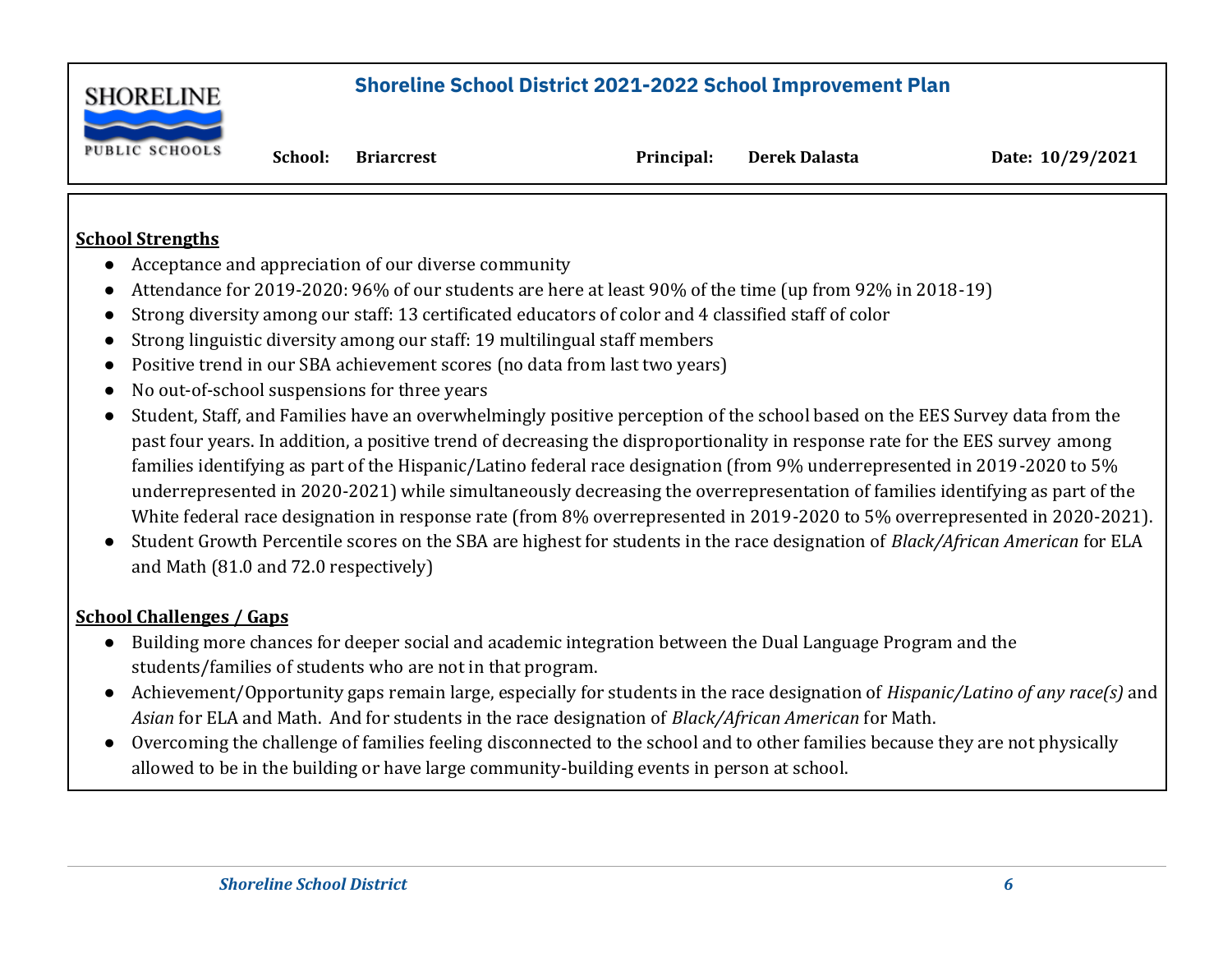**Shoreline School District 2021-2022 School Improvement Plan**

| School: | Briarcrest | Principal: | Derek Dalasta | Date: 10/29/2021 |
|---|---|---|---|---|

**School Strengths**

- Acceptance and appreciation of our diverse community
- Attendance for 2019-2020: 96% of our students are here at least 90% of the time (up from 92% in 2018-19)
- Strong diversity among our staff: 13 certificated educators of color and 4 classified staff of color
- Strong linguistic diversity among our staff: 19 multilingual staff members
- Positive trend in our SBA achievement scores (no data from last two years)
- No out-of-school suspensions for three years
- Student, Staff, and Families have an overwhelmingly positive perception of the school based on the EES Survey data from the past four years. In addition, a positive trend of decreasing the disproportionality in response rate for the EES survey among families identifying as part of the Hispanic/Latino federal race designation (from 9% underrepresented in 2019-2020 to 5% underrepresented in 2020-2021) while simultaneously decreasing the overrepresentation of families identifying as part of the White federal race designation in response rate (from 8% overrepresented in 2019-2020 to 5% overrepresented in 2020-2021).
- Student Growth Percentile scores on the SBA are highest for students in the race designation of *Black/African American* for ELA and Math (81.0 and 72.0 respectively)

**School Challenges / Gaps**

- Building more chances for deeper social and academic integration between the Dual Language Program and the students/families of students who are not in that program.
- Achievement/Opportunity gaps remain large, especially for students in the race designation of *Hispanic/Latino of any race(s)* and *Asian* for ELA and Math. And for students in the race designation of *Black/African American* for Math.
- Overcoming the challenge of families feeling disconnected to the school and to other families because they are not physically allowed to be in the building or have large community-building events in person at school.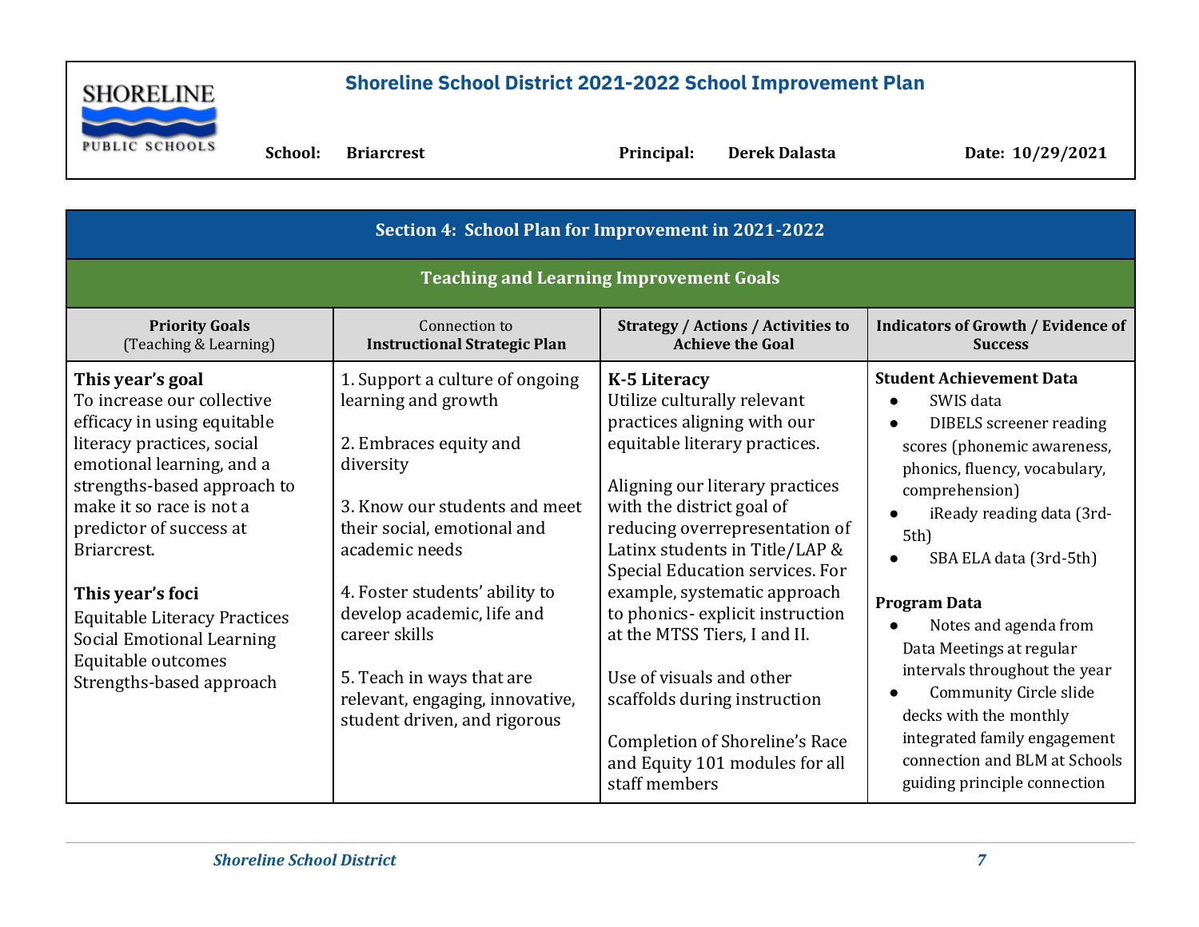**Shoreline School District 2021-2022 School Improvement Plan**

**School:** Briarcrest **Principal:** Derek Dalasta **Date:** 10/29/2021

## Section 4: School Plan for Improvement in 2021-2022

### Teaching and Learning Improvement Goals

| **Priority Goals** (Teaching & Learning) | Connection to **Instructional Strategic Plan** | **Strategy / Actions / Activities to Achieve the Goal** | **Indicators of Growth / Evidence of Success** |
|---|---|---|---|
| **This year's goal**<br>To increase our collective efficacy in using equitable literacy practices, social emotional learning, and a strengths-based approach to make it so race is not a predictor of success at Briarcrest.<br><br>**This year's foci**<br>Equitable Literacy Practices<br>Social Emotional Learning<br>Equitable outcomes<br>Strengths-based approach | 1. Support a culture of ongoing learning and growth<br><br>2. Embraces equity and diversity<br><br>3. Know our students and meet their social, emotional and academic needs<br><br>4. Foster students' ability to develop academic, life and career skills<br><br>5. Teach in ways that are relevant, engaging, innovative, student driven, and rigorous | **K-5 Literacy**<br>Utilize culturally relevant practices aligning with our equitable literary practices.<br><br>Aligning our literary practices with the district goal of reducing overrepresentation of Latinx students in Title/LAP & Special Education services. For example, systematic approach to phonics- explicit instruction at the MTSS Tiers, I and II.<br><br>Use of visuals and other scaffolds during instruction<br><br>Completion of Shoreline's Race and Equity 101 modules for all staff members | **Student Achievement Data**<br>• SWIS data<br>• DIBELS screener reading scores (phonemic awareness, phonics, fluency, vocabulary, comprehension)<br>• iReady reading data (3rd-5th)<br>• SBA ELA data (3rd-5th)<br><br>**Program Data**<br>• Notes and agenda from Data Meetings at regular intervals throughout the year<br>• Community Circle slide decks with the monthly integrated family engagement connection and BLM at Schools guiding principle connection |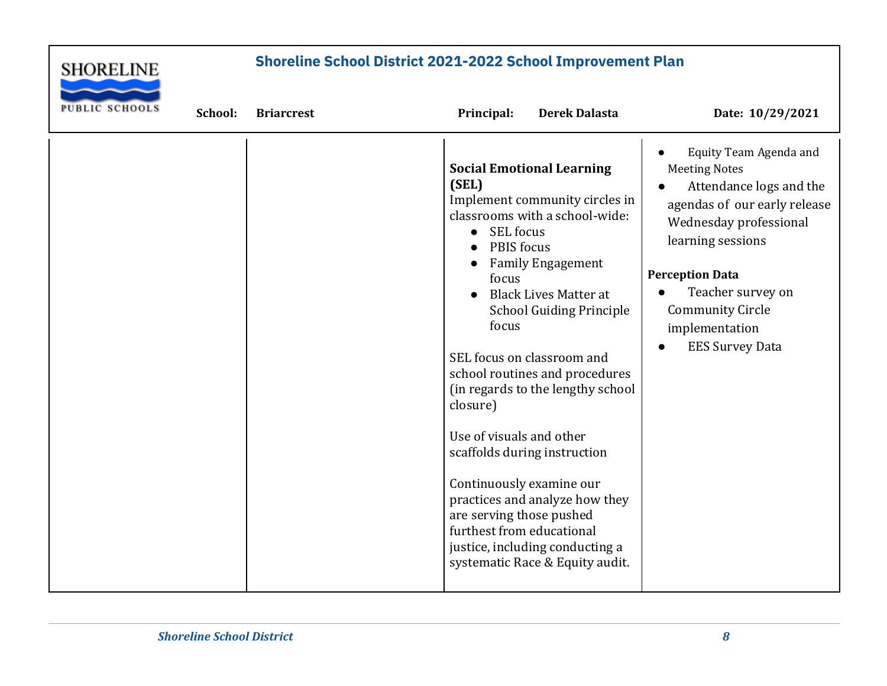| | | | |
|---|---|---|---|
| | | **Social Emotional Learning (SEL)**<br>Implement community circles in classrooms with a school-wide:<br>● SEL focus<br>● PBIS focus<br>● Family Engagement focus<br>● Black Lives Matter at School Guiding Principle focus<br><br>SEL focus on classroom and school routines and procedures (in regards to the lengthy school closure)<br><br>Use of visuals and other scaffolds during instruction<br><br>Continuously examine our practices and analyze how they are serving those pushed furthest from educational justice, including conducting a systematic Race & Equity audit. | ● Equity Team Agenda and Meeting Notes<br>● Attendance logs and the agendas of our early release Wednesday professional learning sessions<br><br>**Perception Data**<br>● Teacher survey on Community Circle implementation<br>● EES Survey Data |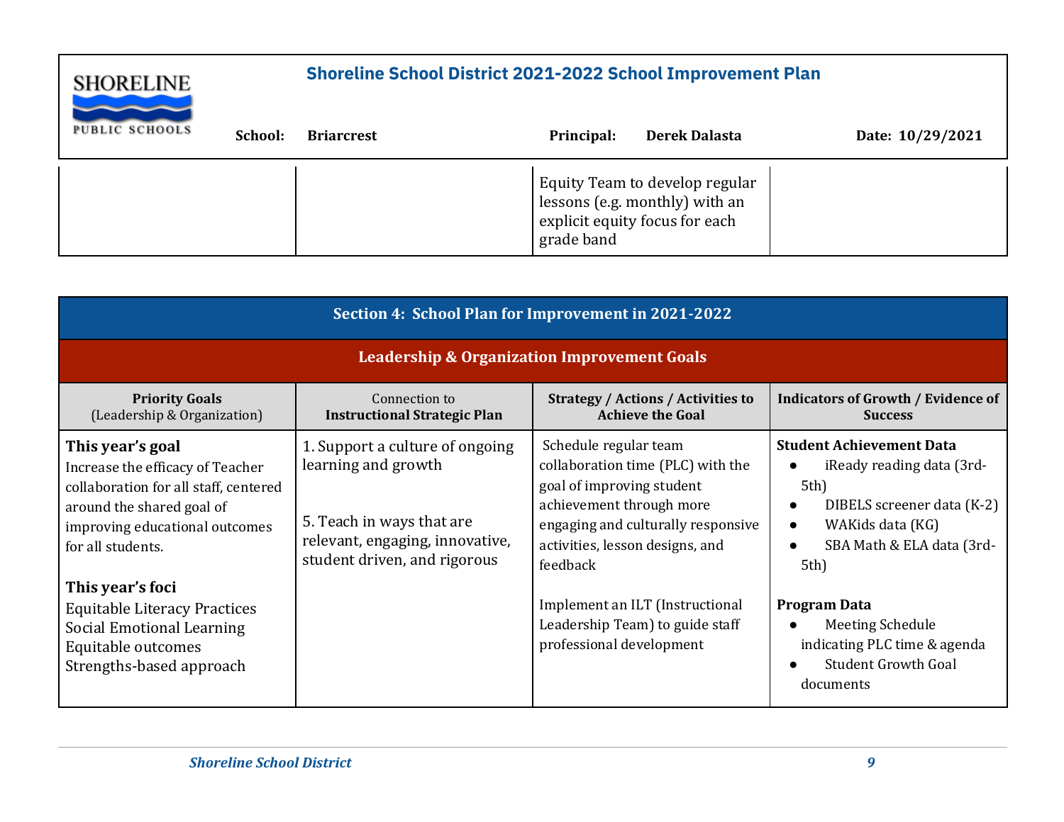| | | Equity Team to develop regular lessons (e.g. monthly) with an explicit equity focus for each grade band | |
|---|---|---|---|

| Section 4: School Plan for Improvement in 2021-2022 | | | |
|---|---|---|---|
| **Leadership & Organization Improvement Goals** | | | |
| **Priority Goals** (Leadership & Organization) | Connection to **Instructional Strategic Plan** | **Strategy / Actions / Activities to Achieve the Goal** | **Indicators of Growth / Evidence of Success** |
| **This year's goal**<br>Increase the efficacy of Teacher collaboration for all staff, centered around the shared goal of improving educational outcomes for all students.<br><br>**This year's foci**<br>Equitable Literacy Practices<br>Social Emotional Learning<br>Equitable outcomes<br>Strengths-based approach | 1. Support a culture of ongoing learning and growth<br><br>5. Teach in ways that are relevant, engaging, innovative, student driven, and rigorous | Schedule regular team collaboration time (PLC) with the goal of improving student achievement through more engaging and culturally responsive activities, lesson designs, and feedback<br><br>Implement an ILT (Instructional Leadership Team) to guide staff professional development | **Student Achievement Data**<br>• iReady reading data (3rd-5th)<br>• DIBELS screener data (K-2)<br>• WAKids data (KG)<br>• SBA Math & ELA data (3rd-5th)<br><br>**Program Data**<br>• Meeting Schedule indicating PLC time & agenda<br>• Student Growth Goal documents |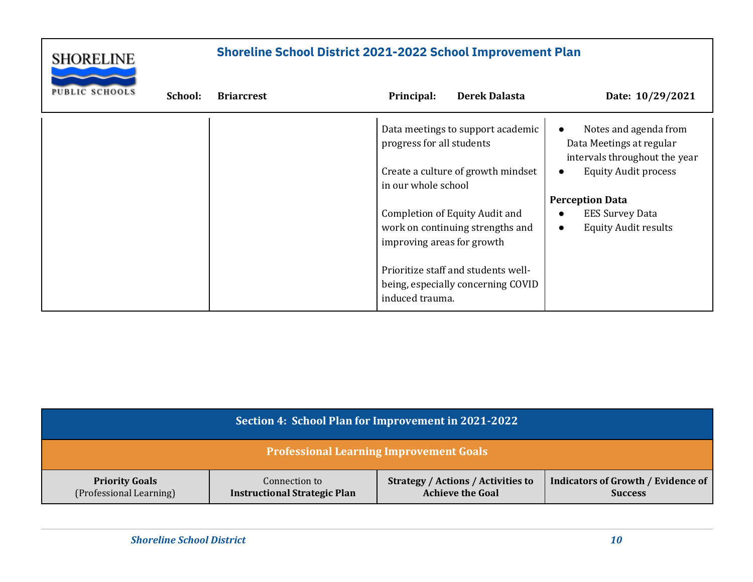| | | | |
|---|---|---|---|
| | | Data meetings to support academic progress for all students<br><br>Create a culture of growth mindset in our whole school<br><br>Completion of Equity Audit and work on continuing strengths and improving areas for growth<br><br>Prioritize staff and students well-being, especially concerning COVID induced trauma. | • Notes and agenda from Data Meetings at regular intervals throughout the year<br>• Equity Audit process<br><br>**Perception Data**<br>• EES Survey Data<br>• Equity Audit results |

| Section 4: School Plan for Improvement in 2021-2022 | | | |
|---|---|---|---|
| **Professional Learning Improvement Goals** | | | |
| **Priority Goals** (Professional Learning) | Connection to **Instructional Strategic Plan** | **Strategy / Actions / Activities to Achieve the Goal** | **Indicators of Growth / Evidence of Success** |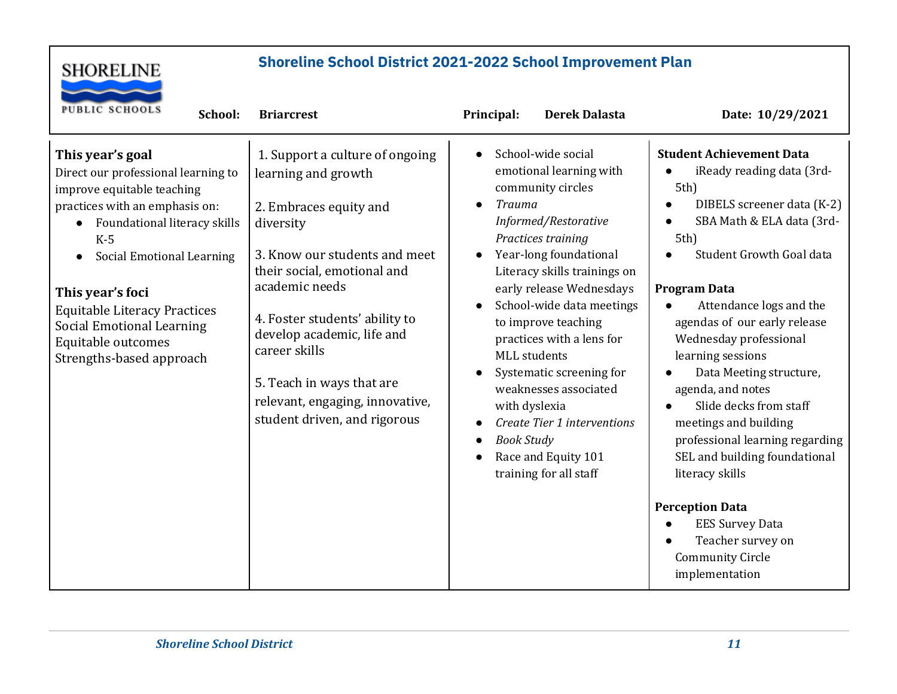# Shoreline School District 2021-2022 School Improvement Plan

**School:** Briarcrest **Principal:** Derek Dalasta **Date:** 10/29/2021

**This year's goal**

Direct our professional learning to improve equitable teaching practices with an emphasis on:

- Foundational literacy skills K-5
- Social Emotional Learning

**This year's foci**

Equitable Literacy Practices
Social Emotional Learning
Equitable outcomes
Strengths-based approach

1. Support a culture of ongoing learning and growth

2. Embraces equity and diversity

3. Know our students and meet their social, emotional and academic needs

4. Foster students' ability to develop academic, life and career skills

5. Teach in ways that are relevant, engaging, innovative, student driven, and rigorous

- School-wide social emotional learning with community circles
- *Trauma Informed/Restorative Practices training*
- Year-long foundational Literacy skills trainings on early release Wednesdays
- School-wide data meetings to improve teaching practices with a lens for MLL students
- Systematic screening for weaknesses associated with dyslexia
- *Create Tier 1 interventions*
- *Book Study*
- Race and Equity 101 training for all staff

**Student Achievement Data**

- iReady reading data (3rd-5th)
- DIBELS screener data (K-2)
- SBA Math & ELA data (3rd-5th)
- Student Growth Goal data

**Program Data**

- Attendance logs and the agendas of our early release Wednesday professional learning sessions
- Data Meeting structure, agenda, and notes
- Slide decks from staff meetings and building professional learning regarding SEL and building foundational literacy skills

**Perception Data**

- EES Survey Data
- Teacher survey on Community Circle implementation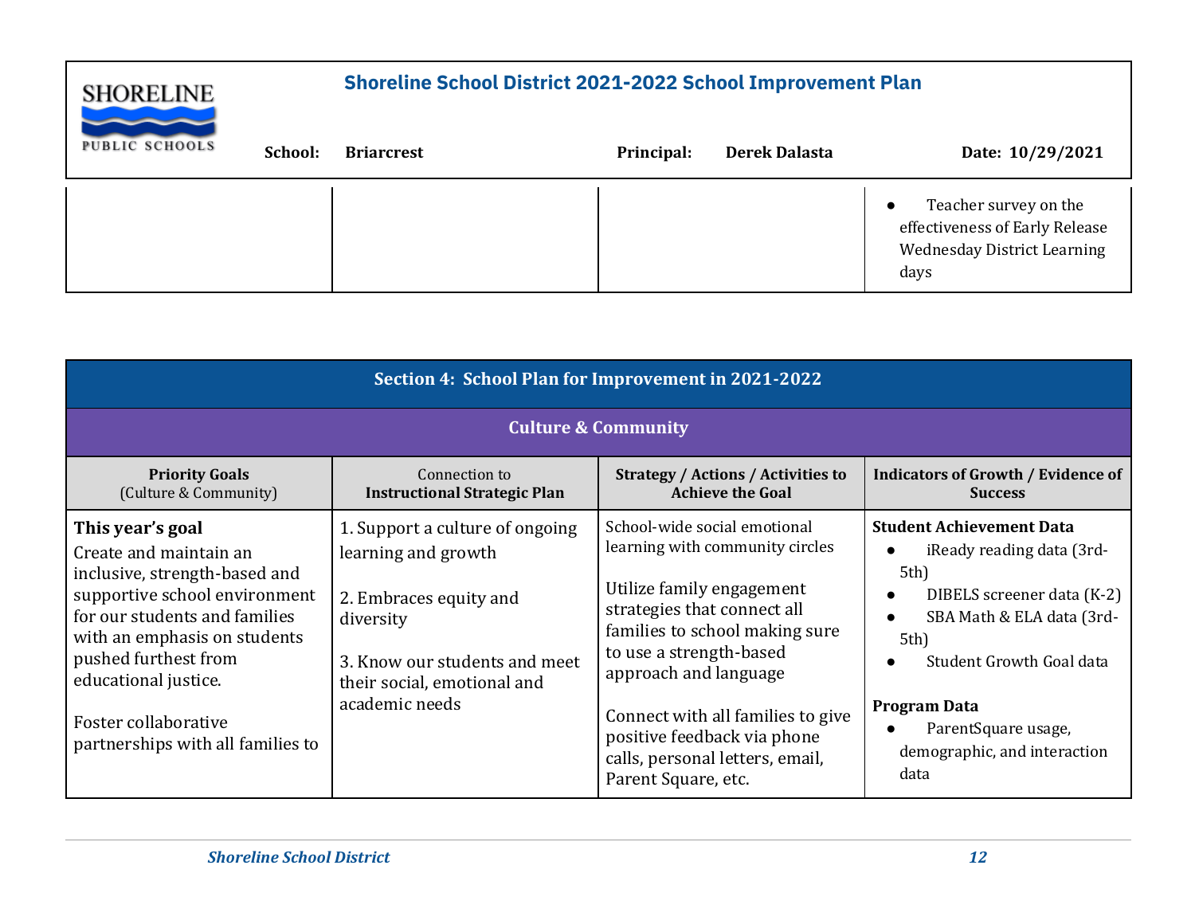| | | | |
|---|---|---|---|
| | | | • Teacher survey on the effectiveness of Early Release Wednesday District Learning days |

## Section 4: School Plan for Improvement in 2021-2022

### Culture & Community

| **Priority Goals** (Culture & Community) | Connection to **Instructional Strategic Plan** | **Strategy / Actions / Activities to Achieve the Goal** | **Indicators of Growth / Evidence of Success** |
|---|---|---|---|
| **This year's goal**<br>Create and maintain an inclusive, strength-based and supportive school environment for our students and families with an emphasis on students pushed furthest from educational justice.<br><br>Foster collaborative partnerships with all families to | 1. Support a culture of ongoing learning and growth<br><br>2. Embraces equity and diversity<br><br>3. Know our students and meet their social, emotional and academic needs | School-wide social emotional learning with community circles<br><br>Utilize family engagement strategies that connect all families to school making sure to use a strength-based approach and language<br><br>Connect with all families to give positive feedback via phone calls, personal letters, email, Parent Square, etc. | **Student Achievement Data**<br>• iReady reading data (3rd-5th)<br>• DIBELS screener data (K-2)<br>• SBA Math & ELA data (3rd-5th)<br>• Student Growth Goal data<br><br>**Program Data**<br>• ParentSquare usage, demographic, and interaction data |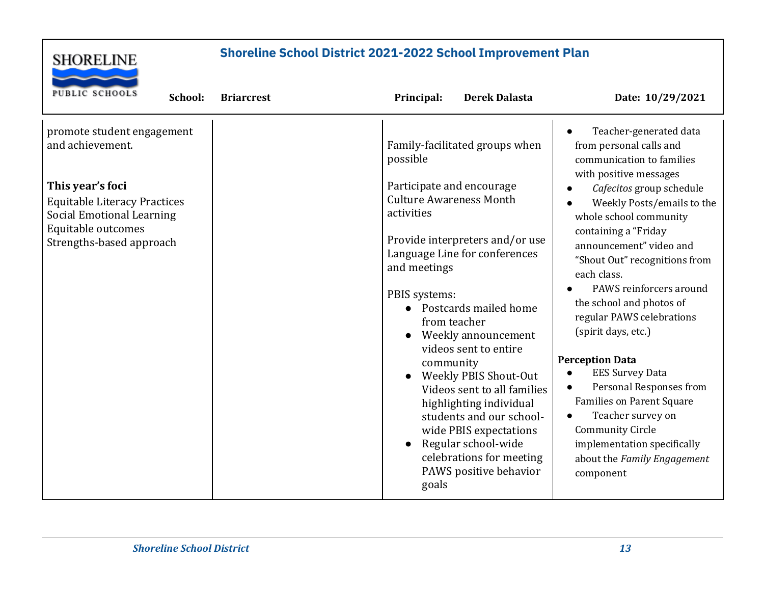**Shoreline School District 2021-2022 School Improvement Plan**

**School:** Briarcrest **Principal:** Derek Dalasta **Date: 10/29/2021**

| | | | |
|---|---|---|---|
| promote student engagement and achievement.<br><br>**This year's foci**<br>Equitable Literacy Practices<br>Social Emotional Learning<br>Equitable outcomes<br>Strengths-based approach | | Family-facilitated groups when possible<br><br>Participate and encourage Culture Awareness Month activities<br><br>Provide interpreters and/or use Language Line for conferences and meetings<br><br>PBIS systems:<br>● Postcards mailed home from teacher<br>● Weekly announcement videos sent to entire community<br>● Weekly PBIS Shout-Out Videos sent to all families highlighting individual students and our school-wide PBIS expectations<br>● Regular school-wide celebrations for meeting PAWS positive behavior goals | ● Teacher-generated data from personal calls and communication to families with positive messages<br>● *Cafecitos* group schedule<br>● Weekly Posts/emails to the whole school community containing a "Friday announcement" video and "Shout Out" recognitions from each class.<br>● PAWS reinforcers around the school and photos of regular PAWS celebrations (spirit days, etc.)<br><br>**Perception Data**<br>● EES Survey Data<br>● Personal Responses from Families on Parent Square<br>● Teacher survey on Community Circle implementation specifically about the *Family Engagement* component |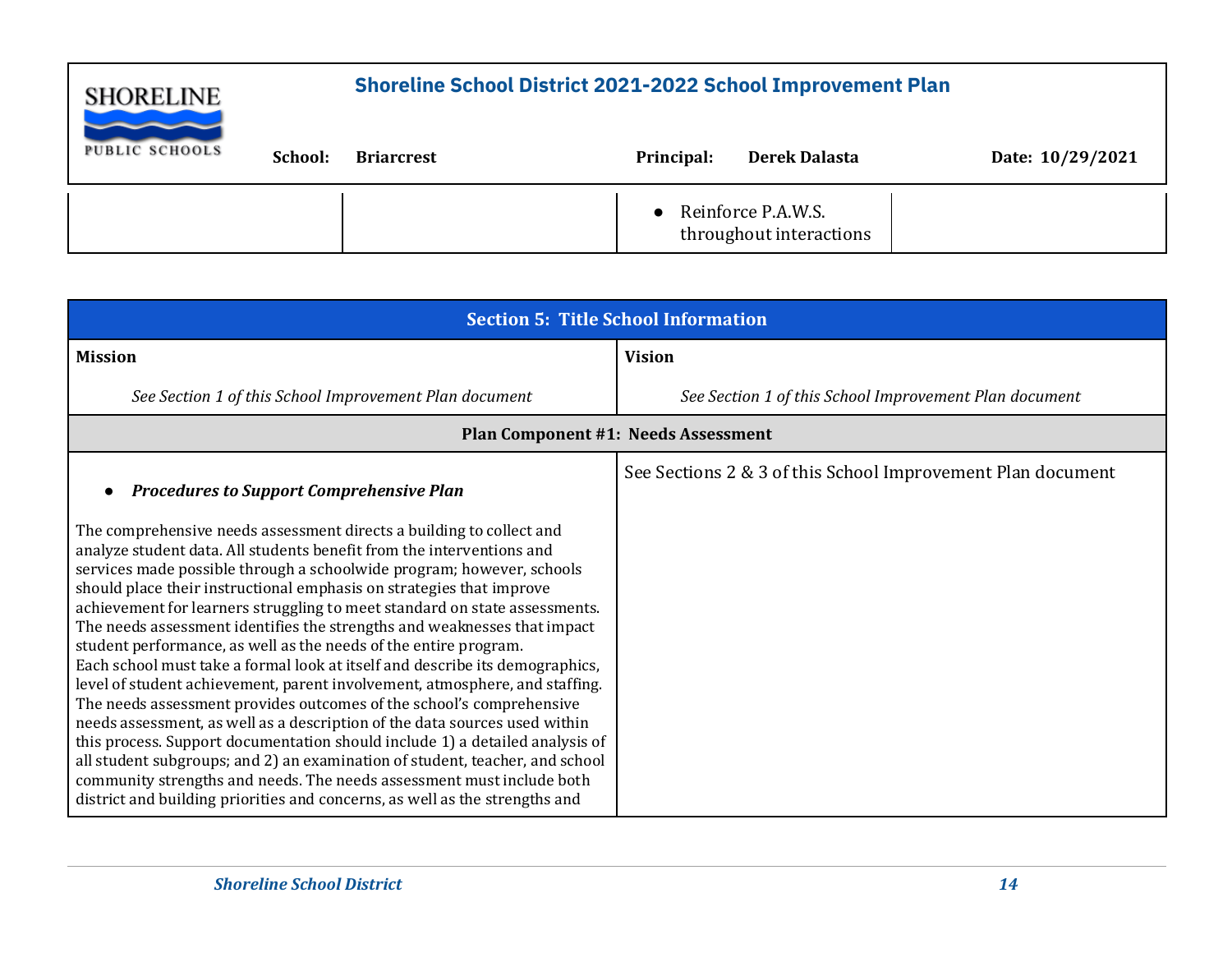| | | | |
|---|---|---|---|
| | | ● Reinforce P.A.W.S. throughout interactions | |

| Section 5: Title School Information | |
|---|---|
| **Mission**<br><br>*See Section 1 of this School Improvement Plan document* | **Vision**<br><br>*See Section 1 of this School Improvement Plan document* |
| **Plan Component #1: Needs Assessment** | |
| ● ***Procedures to Support Comprehensive Plan***<br><br>The comprehensive needs assessment directs a building to collect and analyze student data. All students benefit from the interventions and services made possible through a schoolwide program; however, schools should place their instructional emphasis on strategies that improve achievement for learners struggling to meet standard on state assessments. The needs assessment identifies the strengths and weaknesses that impact student performance, as well as the needs of the entire program. Each school must take a formal look at itself and describe its demographics, level of student achievement, parent involvement, atmosphere, and staffing. The needs assessment provides outcomes of the school's comprehensive needs assessment, as well as a description of the data sources used within this process. Support documentation should include 1) a detailed analysis of all student subgroups; and 2) an examination of student, teacher, and school community strengths and needs. The needs assessment must include both district and building priorities and concerns, as well as the strengths and | See Sections 2 & 3 of this School Improvement Plan document |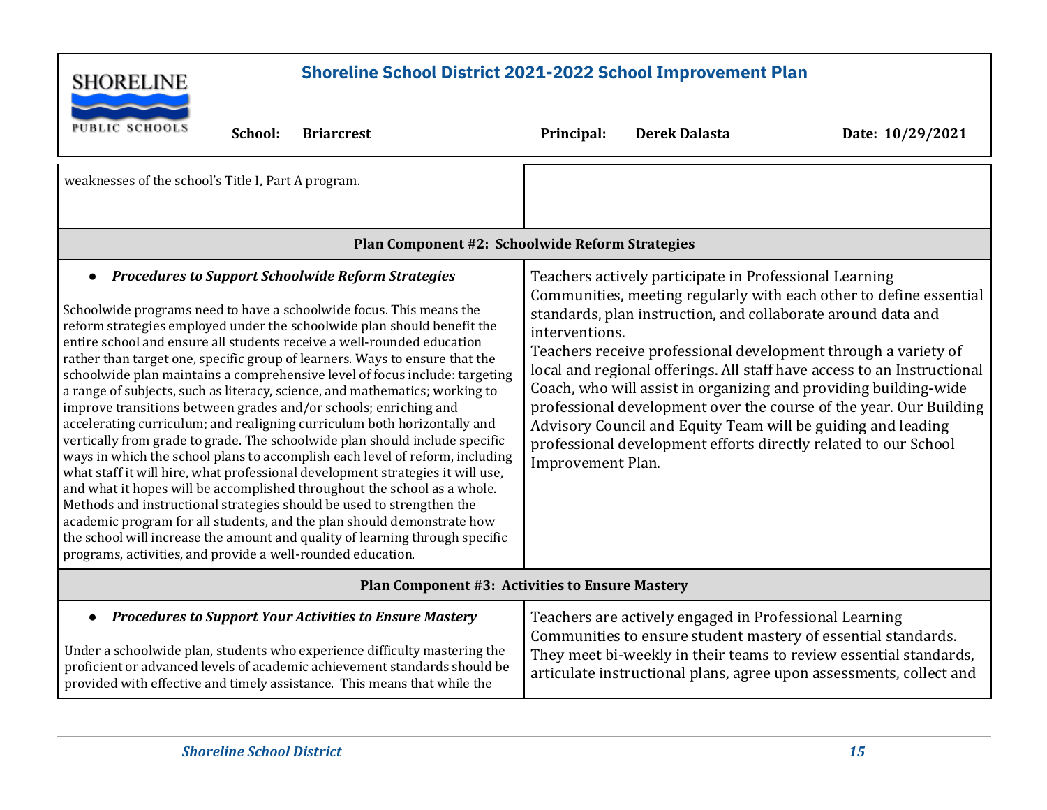| | |
|---|---|
| weaknesses of the school's Title I, Part A program. | |
| **Plan Component #2: Schoolwide Reform Strategies** | |
| ● ***Procedures to Support Schoolwide Reform Strategies*** <br><br> Schoolwide programs need to have a schoolwide focus. This means the reform strategies employed under the schoolwide plan should benefit the entire school and ensure all students receive a well-rounded education rather than target one, specific group of learners. Ways to ensure that the schoolwide plan maintains a comprehensive level of focus include: targeting a range of subjects, such as literacy, science, and mathematics; working to improve transitions between grades and/or schools; enriching and accelerating curriculum; and realigning curriculum both horizontally and vertically from grade to grade. The schoolwide plan should include specific ways in which the school plans to accomplish each level of reform, including what staff it will hire, what professional development strategies it will use, and what it hopes will be accomplished throughout the school as a whole. Methods and instructional strategies should be used to strengthen the academic program for all students, and the plan should demonstrate how the school will increase the amount and quality of learning through specific programs, activities, and provide a well-rounded education. | Teachers actively participate in Professional Learning Communities, meeting regularly with each other to define essential standards, plan instruction, and collaborate around data and interventions. <br> Teachers receive professional development through a variety of local and regional offerings. All staff have access to an Instructional Coach, who will assist in organizing and providing building-wide professional development over the course of the year. Our Building Advisory Council and Equity Team will be guiding and leading professional development efforts directly related to our School Improvement Plan. |
| **Plan Component #3: Activities to Ensure Mastery** | |
| ● ***Procedures to Support Your Activities to Ensure Mastery*** <br><br> Under a schoolwide plan, students who experience difficulty mastering the proficient or advanced levels of academic achievement standards should be provided with effective and timely assistance. This means that while the | Teachers are actively engaged in Professional Learning Communities to ensure student mastery of essential standards. They meet bi-weekly in their teams to review essential standards, articulate instructional plans, agree upon assessments, collect and |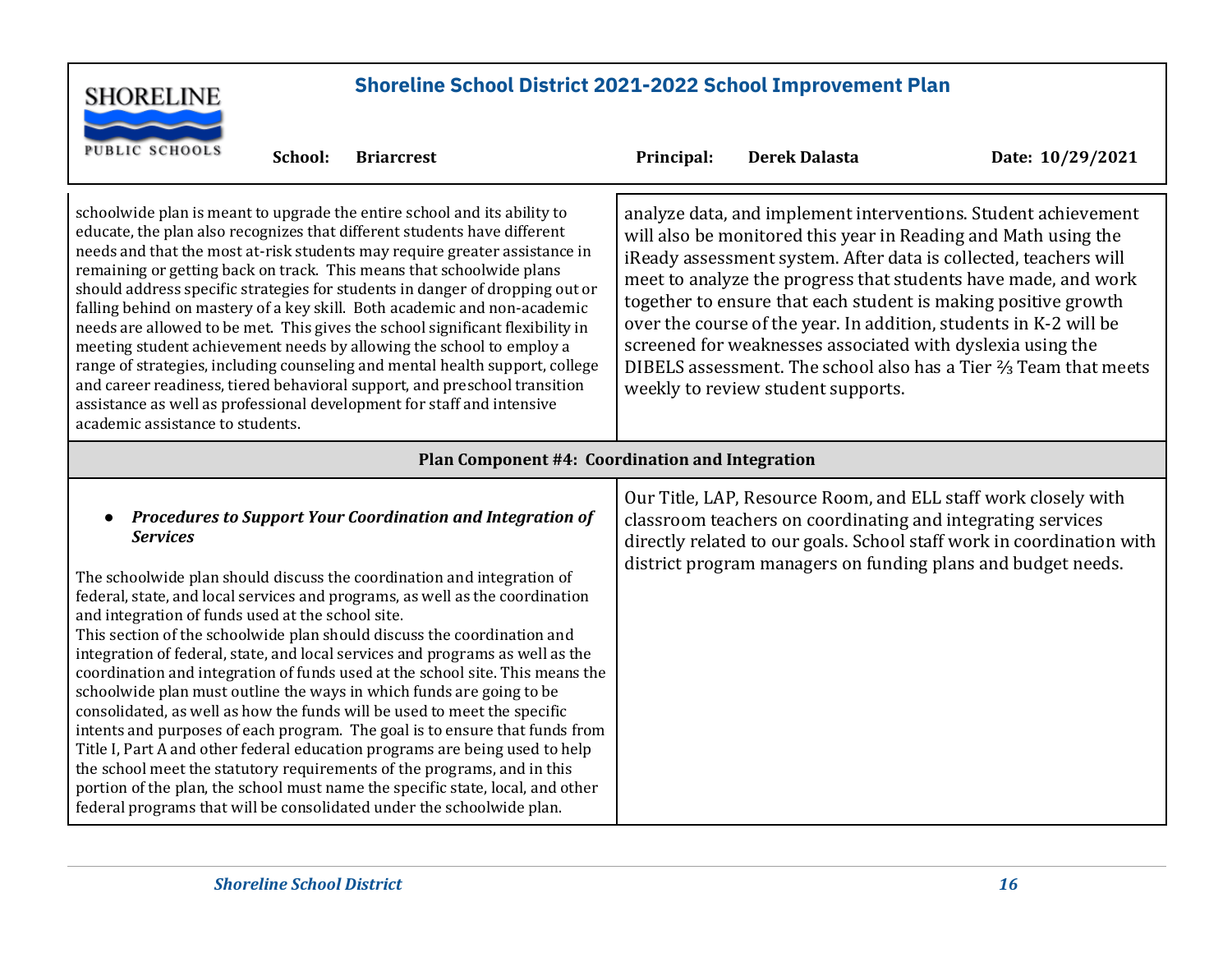| | |
|---|---|
| schoolwide plan is meant to upgrade the entire school and its ability to educate, the plan also recognizes that different students have different needs and that the most at-risk students may require greater assistance in remaining or getting back on track. This means that schoolwide plans should address specific strategies for students in danger of dropping out or falling behind on mastery of a key skill. Both academic and non-academic needs are allowed to be met. This gives the school significant flexibility in meeting student achievement needs by allowing the school to employ a range of strategies, including counseling and mental health support, college and career readiness, tiered behavioral support, and preschool transition assistance as well as professional development for staff and intensive academic assistance to students. | analyze data, and implement interventions. Student achievement will also be monitored this year in Reading and Math using the iReady assessment system. After data is collected, teachers will meet to analyze the progress that students have made, and work together to ensure that each student is making positive growth over the course of the year. In addition, students in K-2 will be screened for weaknesses associated with dyslexia using the DIBELS assessment. The school also has a Tier ⅔ Team that meets weekly to review student supports. |
| **Plan Component #4: Coordination and Integration** | |
| • ***Procedures to Support Your Coordination and Integration of Services***<br><br>The schoolwide plan should discuss the coordination and integration of federal, state, and local services and programs, as well as the coordination and integration of funds used at the school site.<br>This section of the schoolwide plan should discuss the coordination and integration of federal, state, and local services and programs as well as the coordination and integration of funds used at the school site. This means the schoolwide plan must outline the ways in which funds are going to be consolidated, as well as how the funds will be used to meet the specific intents and purposes of each program. The goal is to ensure that funds from Title I, Part A and other federal education programs are being used to help the school meet the statutory requirements of the programs, and in this portion of the plan, the school must name the specific state, local, and other federal programs that will be consolidated under the schoolwide plan. | Our Title, LAP, Resource Room, and ELL staff work closely with classroom teachers on coordinating and integrating services directly related to our goals. School staff work in coordination with district program managers on funding plans and budget needs. |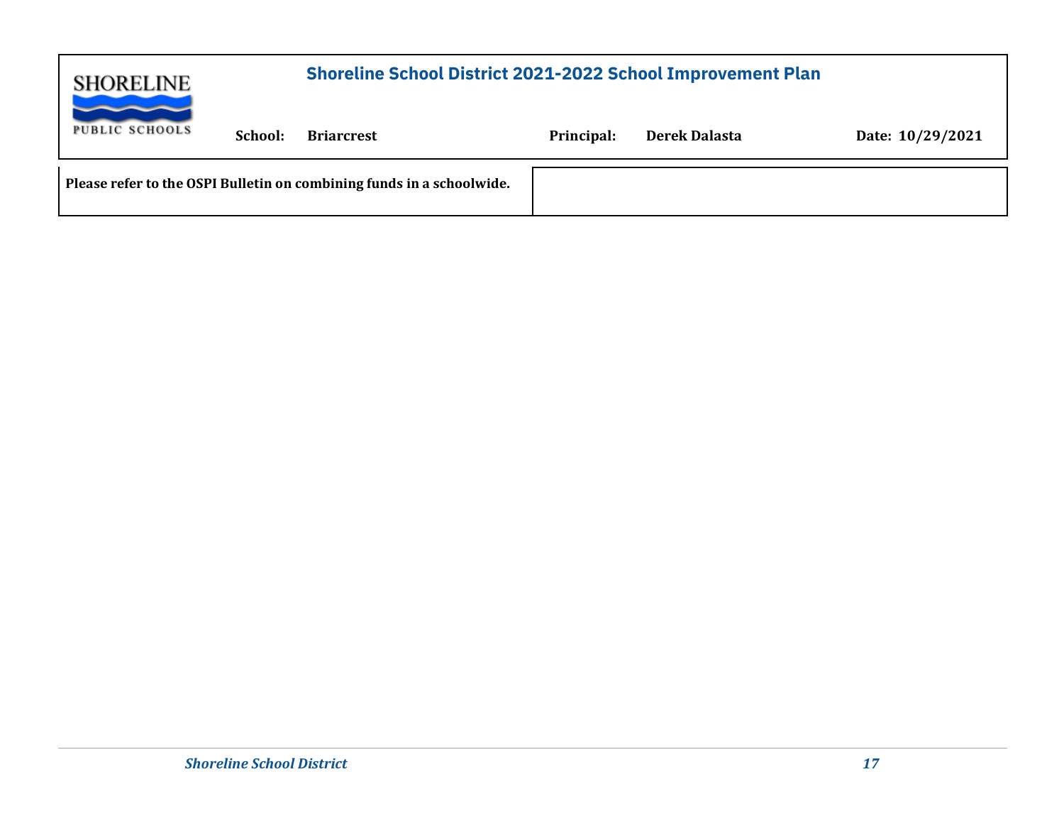| | | | |
|---|---|---|---|
| **Shoreline School District 2021-2022 School Improvement Plan** | | | |
| **School:** **Briarcrest** | **Principal:** **Derek Dalasta** | | **Date: 10/29/2021** |

| | |
|---|---|
| **Please refer to the OSPI Bulletin on combining funds in a schoolwide.** | |